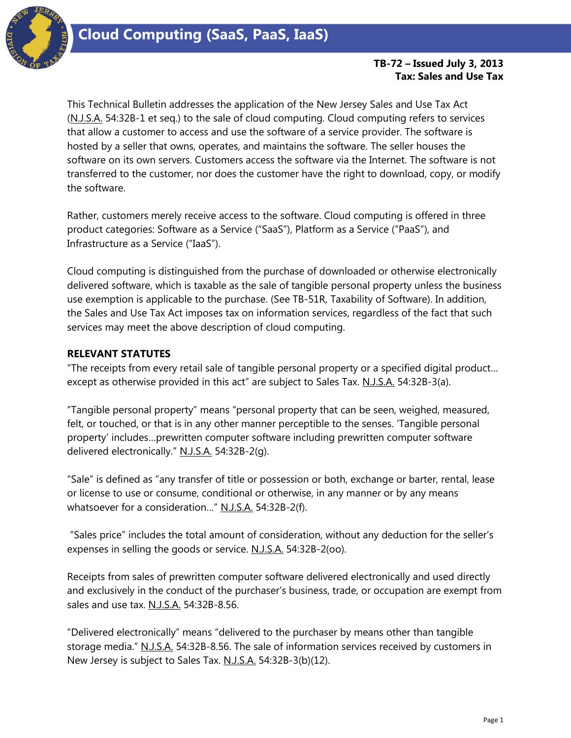# Cloud Computing (SaaS, PaaS, IaaS)

**TB-72 – Issued July 3, 2013**
**Tax: Sales and Use Tax**

This Technical Bulletin addresses the application of the New Jersey Sales and Use Tax Act (N.J.S.A. 54:32B-1 et seq.) to the sale of cloud computing. Cloud computing refers to services that allow a customer to access and use the software of a service provider. The software is hosted by a seller that owns, operates, and maintains the software. The seller houses the software on its own servers. Customers access the software via the Internet. The software is not transferred to the customer, nor does the customer have the right to download, copy, or modify the software.

Rather, customers merely receive access to the software. Cloud computing is offered in three product categories: Software as a Service ("SaaS"), Platform as a Service ("PaaS"), and Infrastructure as a Service ("IaaS").

Cloud computing is distinguished from the purchase of downloaded or otherwise electronically delivered software, which is taxable as the sale of tangible personal property unless the business use exemption is applicable to the purchase. (See TB-51R, Taxability of Software). In addition, the Sales and Use Tax Act imposes tax on information services, regardless of the fact that such services may meet the above description of cloud computing.

## RELEVANT STATUTES

"The receipts from every retail sale of tangible personal property or a specified digital product… except as otherwise provided in this act" are subject to Sales Tax. N.J.S.A. 54:32B-3(a).

"Tangible personal property" means "personal property that can be seen, weighed, measured, felt, or touched, or that is in any other manner perceptible to the senses. 'Tangible personal property' includes…prewritten computer software including prewritten computer software delivered electronically." N.J.S.A. 54:32B-2(g).

"Sale" is defined as "any transfer of title or possession or both, exchange or barter, rental, lease or license to use or consume, conditional or otherwise, in any manner or by any means whatsoever for a consideration…" N.J.S.A. 54:32B-2(f).

"Sales price" includes the total amount of consideration, without any deduction for the seller's expenses in selling the goods or service. N.J.S.A. 54:32B-2(oo).

Receipts from sales of prewritten computer software delivered electronically and used directly and exclusively in the conduct of the purchaser's business, trade, or occupation are exempt from sales and use tax. N.J.S.A. 54:32B-8.56.

"Delivered electronically" means "delivered to the purchaser by means other than tangible storage media." N.J.S.A. 54:32B-8.56. The sale of information services received by customers in New Jersey is subject to Sales Tax. N.J.S.A. 54:32B-3(b)(12).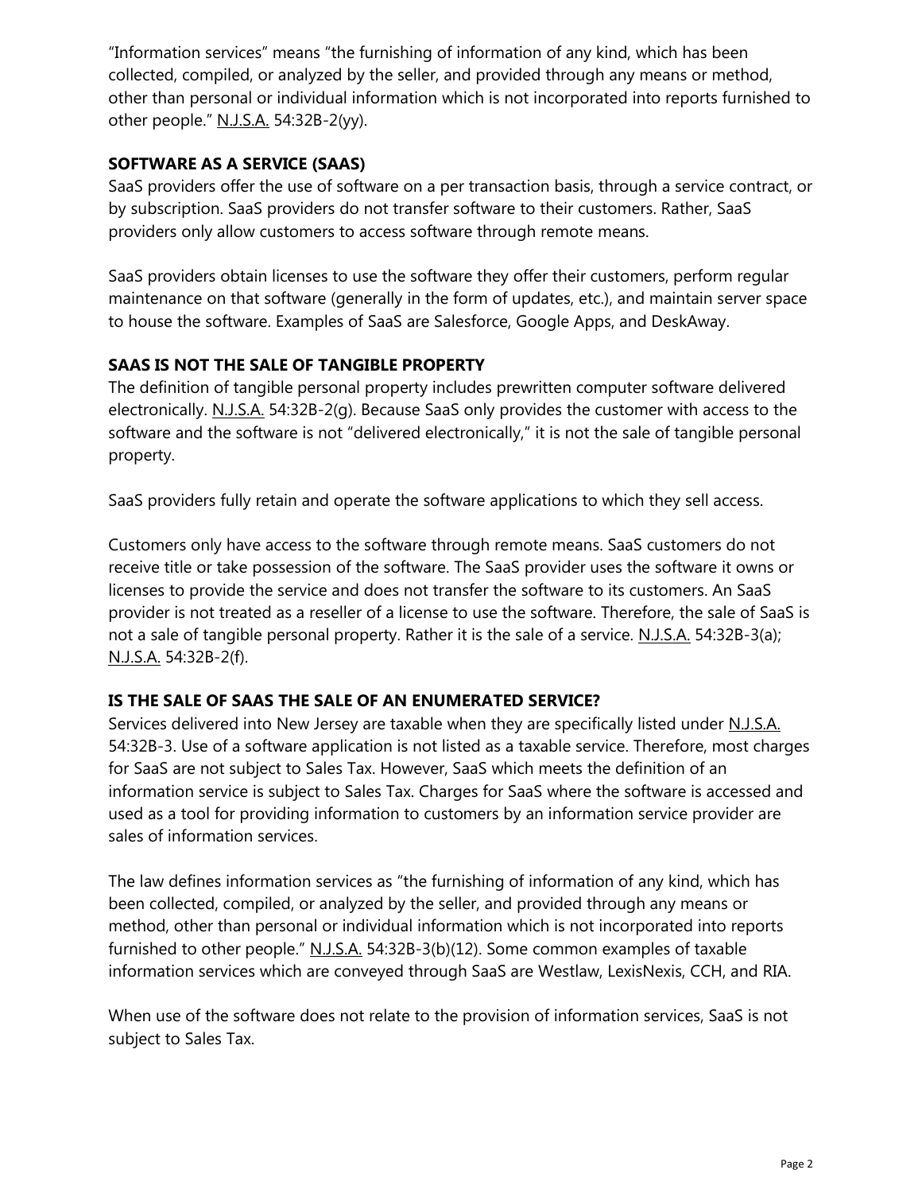"Information services" means "the furnishing of information of any kind, which has been collected, compiled, or analyzed by the seller, and provided through any means or method, other than personal or individual information which is not incorporated into reports furnished to other people." N.J.S.A. 54:32B-2(yy).

## SOFTWARE AS A SERVICE (SAAS)

SaaS providers offer the use of software on a per transaction basis, through a service contract, or by subscription. SaaS providers do not transfer software to their customers. Rather, SaaS providers only allow customers to access software through remote means.

SaaS providers obtain licenses to use the software they offer their customers, perform regular maintenance on that software (generally in the form of updates, etc.), and maintain server space to house the software. Examples of SaaS are Salesforce, Google Apps, and DeskAway.

## SAAS IS NOT THE SALE OF TANGIBLE PROPERTY

The definition of tangible personal property includes prewritten computer software delivered electronically. N.J.S.A. 54:32B-2(g). Because SaaS only provides the customer with access to the software and the software is not "delivered electronically," it is not the sale of tangible personal property.

SaaS providers fully retain and operate the software applications to which they sell access.

Customers only have access to the software through remote means. SaaS customers do not receive title or take possession of the software. The SaaS provider uses the software it owns or licenses to provide the service and does not transfer the software to its customers. An SaaS provider is not treated as a reseller of a license to use the software. Therefore, the sale of SaaS is not a sale of tangible personal property. Rather it is the sale of a service. N.J.S.A. 54:32B-3(a); N.J.S.A. 54:32B-2(f).

## IS THE SALE OF SAAS THE SALE OF AN ENUMERATED SERVICE?

Services delivered into New Jersey are taxable when they are specifically listed under N.J.S.A. 54:32B-3. Use of a software application is not listed as a taxable service. Therefore, most charges for SaaS are not subject to Sales Tax. However, SaaS which meets the definition of an information service is subject to Sales Tax. Charges for SaaS where the software is accessed and used as a tool for providing information to customers by an information service provider are sales of information services.

The law defines information services as "the furnishing of information of any kind, which has been collected, compiled, or analyzed by the seller, and provided through any means or method, other than personal or individual information which is not incorporated into reports furnished to other people." N.J.S.A. 54:32B-3(b)(12). Some common examples of taxable information services which are conveyed through SaaS are Westlaw, LexisNexis, CCH, and RIA.

When use of the software does not relate to the provision of information services, SaaS is not subject to Sales Tax.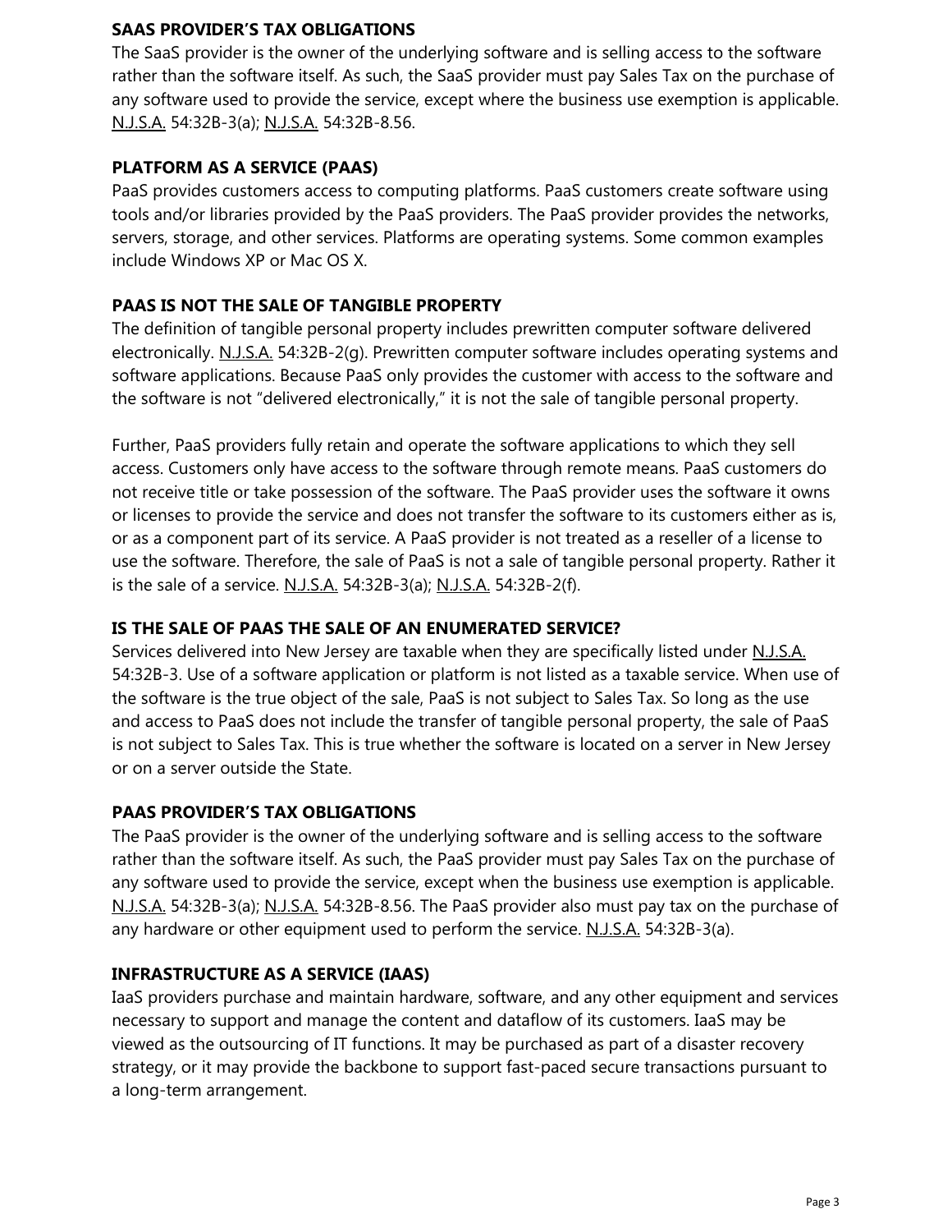**SAAS PROVIDER'S TAX OBLIGATIONS**

The SaaS provider is the owner of the underlying software and is selling access to the software rather than the software itself. As such, the SaaS provider must pay Sales Tax on the purchase of any software used to provide the service, except where the business use exemption is applicable. N.J.S.A. 54:32B-3(a); N.J.S.A. 54:32B-8.56.

**PLATFORM AS A SERVICE (PAAS)**

PaaS provides customers access to computing platforms. PaaS customers create software using tools and/or libraries provided by the PaaS providers. The PaaS provider provides the networks, servers, storage, and other services. Platforms are operating systems. Some common examples include Windows XP or Mac OS X.

**PAAS IS NOT THE SALE OF TANGIBLE PROPERTY**

The definition of tangible personal property includes prewritten computer software delivered electronically. N.J.S.A. 54:32B-2(g). Prewritten computer software includes operating systems and software applications. Because PaaS only provides the customer with access to the software and the software is not "delivered electronically," it is not the sale of tangible personal property.

Further, PaaS providers fully retain and operate the software applications to which they sell access. Customers only have access to the software through remote means. PaaS customers do not receive title or take possession of the software. The PaaS provider uses the software it owns or licenses to provide the service and does not transfer the software to its customers either as is, or as a component part of its service. A PaaS provider is not treated as a reseller of a license to use the software. Therefore, the sale of PaaS is not a sale of tangible personal property. Rather it is the sale of a service. N.J.S.A. 54:32B-3(a); N.J.S.A. 54:32B-2(f).

**IS THE SALE OF PAAS THE SALE OF AN ENUMERATED SERVICE?**

Services delivered into New Jersey are taxable when they are specifically listed under N.J.S.A. 54:32B-3. Use of a software application or platform is not listed as a taxable service. When use of the software is the true object of the sale, PaaS is not subject to Sales Tax. So long as the use and access to PaaS does not include the transfer of tangible personal property, the sale of PaaS is not subject to Sales Tax. This is true whether the software is located on a server in New Jersey or on a server outside the State.

**PAAS PROVIDER'S TAX OBLIGATIONS**

The PaaS provider is the owner of the underlying software and is selling access to the software rather than the software itself. As such, the PaaS provider must pay Sales Tax on the purchase of any software used to provide the service, except when the business use exemption is applicable. N.J.S.A. 54:32B-3(a); N.J.S.A. 54:32B-8.56. The PaaS provider also must pay tax on the purchase of any hardware or other equipment used to perform the service. N.J.S.A. 54:32B-3(a).

**INFRASTRUCTURE AS A SERVICE (IAAS)**

IaaS providers purchase and maintain hardware, software, and any other equipment and services necessary to support and manage the content and dataflow of its customers. IaaS may be viewed as the outsourcing of IT functions. It may be purchased as part of a disaster recovery strategy, or it may provide the backbone to support fast-paced secure transactions pursuant to a long-term arrangement.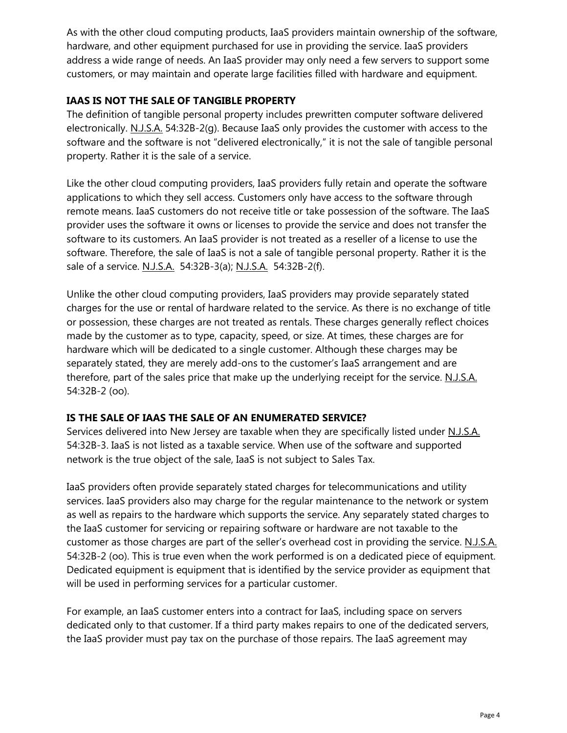As with the other cloud computing products, IaaS providers maintain ownership of the software, hardware, and other equipment purchased for use in providing the service. IaaS providers address a wide range of needs. An IaaS provider may only need a few servers to support some customers, or may maintain and operate large facilities filled with hardware and equipment.

**IAAS IS NOT THE SALE OF TANGIBLE PROPERTY**

The definition of tangible personal property includes prewritten computer software delivered electronically. N.J.S.A. 54:32B-2(g). Because IaaS only provides the customer with access to the software and the software is not "delivered electronically," it is not the sale of tangible personal property. Rather it is the sale of a service.

Like the other cloud computing providers, IaaS providers fully retain and operate the software applications to which they sell access. Customers only have access to the software through remote means. IaaS customers do not receive title or take possession of the software. The IaaS provider uses the software it owns or licenses to provide the service and does not transfer the software to its customers. An IaaS provider is not treated as a reseller of a license to use the software. Therefore, the sale of IaaS is not a sale of tangible personal property. Rather it is the sale of a service. N.J.S.A. 54:32B-3(a); N.J.S.A. 54:32B-2(f).

Unlike the other cloud computing providers, IaaS providers may provide separately stated charges for the use or rental of hardware related to the service. As there is no exchange of title or possession, these charges are not treated as rentals. These charges generally reflect choices made by the customer as to type, capacity, speed, or size. At times, these charges are for hardware which will be dedicated to a single customer. Although these charges may be separately stated, they are merely add-ons to the customer's IaaS arrangement and are therefore, part of the sales price that make up the underlying receipt for the service. N.J.S.A. 54:32B-2 (oo).

**IS THE SALE OF IAAS THE SALE OF AN ENUMERATED SERVICE?**

Services delivered into New Jersey are taxable when they are specifically listed under N.J.S.A. 54:32B-3. IaaS is not listed as a taxable service. When use of the software and supported network is the true object of the sale, IaaS is not subject to Sales Tax.

IaaS providers often provide separately stated charges for telecommunications and utility services. IaaS providers also may charge for the regular maintenance to the network or system as well as repairs to the hardware which supports the service. Any separately stated charges to the IaaS customer for servicing or repairing software or hardware are not taxable to the customer as those charges are part of the seller's overhead cost in providing the service. N.J.S.A. 54:32B-2 (oo). This is true even when the work performed is on a dedicated piece of equipment. Dedicated equipment is equipment that is identified by the service provider as equipment that will be used in performing services for a particular customer.

For example, an IaaS customer enters into a contract for IaaS, including space on servers dedicated only to that customer. If a third party makes repairs to one of the dedicated servers, the IaaS provider must pay tax on the purchase of those repairs. The IaaS agreement may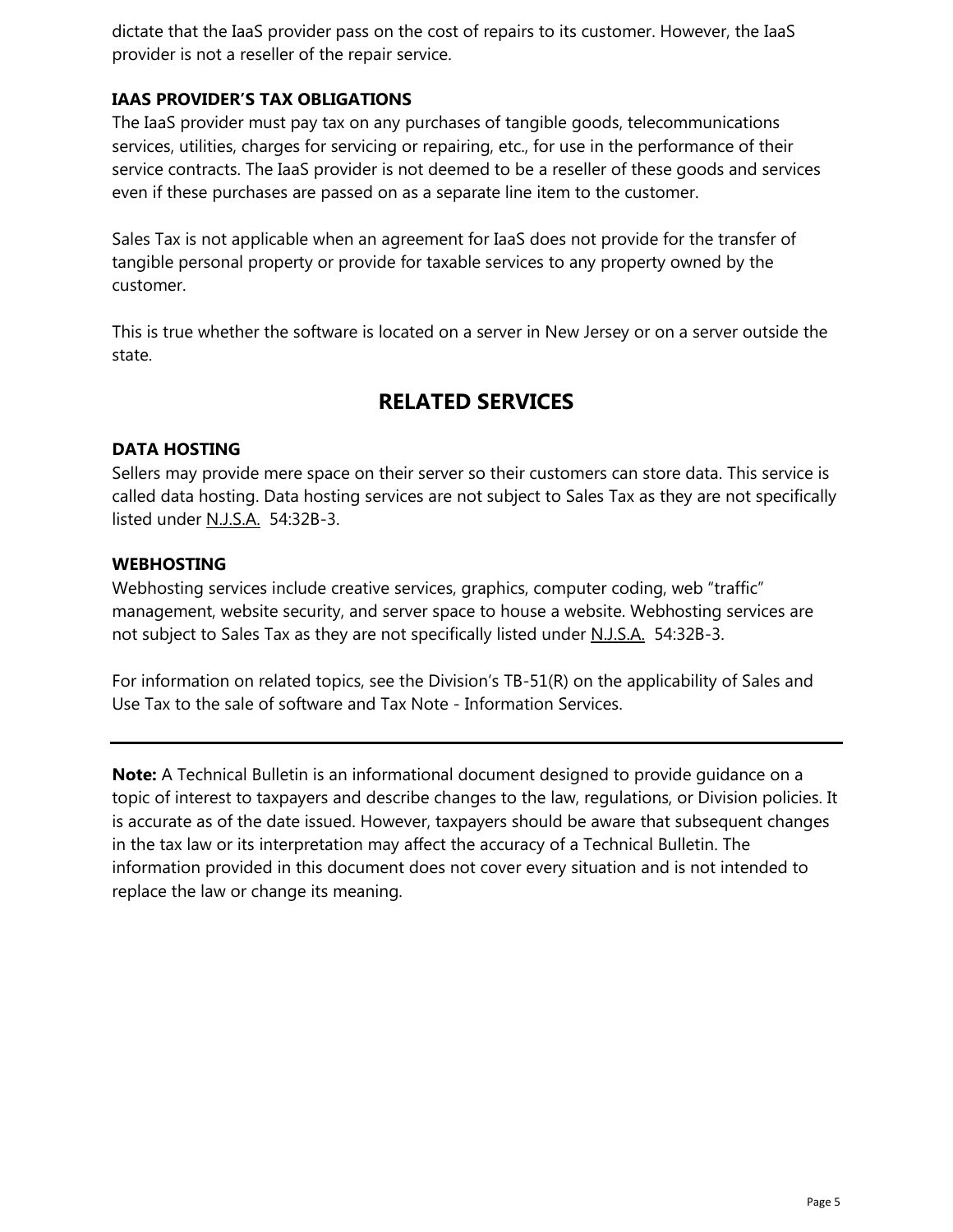dictate that the IaaS provider pass on the cost of repairs to its customer. However, the IaaS provider is not a reseller of the repair service.

### IAAS PROVIDER'S TAX OBLIGATIONS

The IaaS provider must pay tax on any purchases of tangible goods, telecommunications services, utilities, charges for servicing or repairing, etc., for use in the performance of their service contracts. The IaaS provider is not deemed to be a reseller of these goods and services even if these purchases are passed on as a separate line item to the customer.

Sales Tax is not applicable when an agreement for IaaS does not provide for the transfer of tangible personal property or provide for taxable services to any property owned by the customer.

This is true whether the software is located on a server in New Jersey or on a server outside the state.

## RELATED SERVICES

### DATA HOSTING

Sellers may provide mere space on their server so their customers can store data. This service is called data hosting. Data hosting services are not subject to Sales Tax as they are not specifically listed under N.J.S.A. 54:32B-3.

### WEBHOSTING

Webhosting services include creative services, graphics, computer coding, web "traffic" management, website security, and server space to house a website. Webhosting services are not subject to Sales Tax as they are not specifically listed under N.J.S.A. 54:32B-3.

For information on related topics, see the Division's TB-51(R) on the applicability of Sales and Use Tax to the sale of software and Tax Note - Information Services.

---

**Note:** A Technical Bulletin is an informational document designed to provide guidance on a topic of interest to taxpayers and describe changes to the law, regulations, or Division policies. It is accurate as of the date issued. However, taxpayers should be aware that subsequent changes in the tax law or its interpretation may affect the accuracy of a Technical Bulletin. The information provided in this document does not cover every situation and is not intended to replace the law or change its meaning.